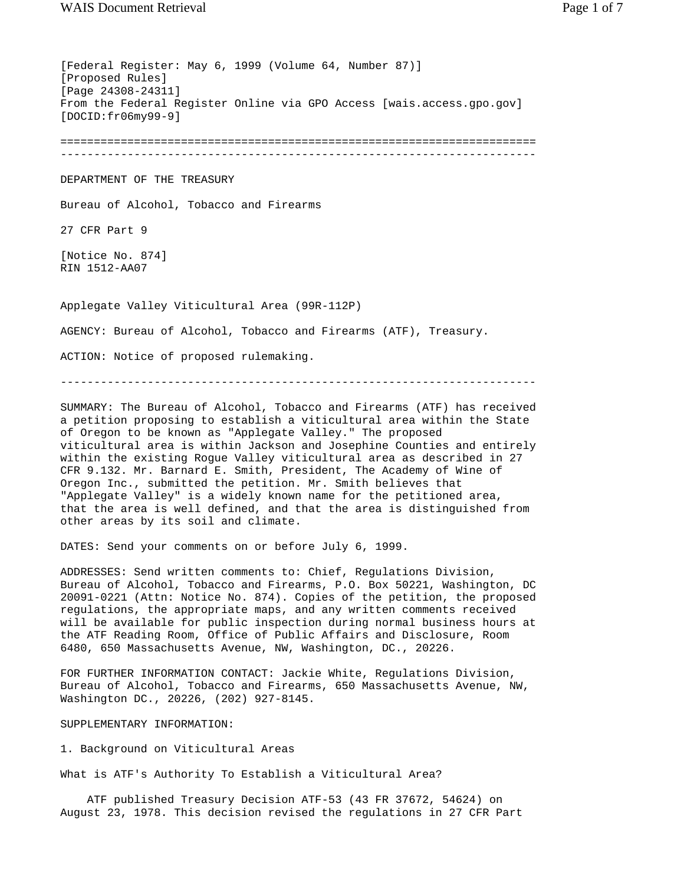[Federal Register: May 6, 1999 (Volume 64, Number 87)]
[Proposed Rules]
[Page 24308-24311]
From the Federal Register Online via GPO Access [wais.access.gpo.gov]
[DOCID:fr06my99-9]

---

DEPARTMENT OF THE TREASURY

Bureau of Alcohol, Tobacco and Firearms

27 CFR Part 9

[Notice No. 874]
RIN 1512-AA07

Applegate Valley Viticultural Area (99R-112P)

AGENCY: Bureau of Alcohol, Tobacco and Firearms (ATF), Treasury.

ACTION: Notice of proposed rulemaking.

---

SUMMARY: The Bureau of Alcohol, Tobacco and Firearms (ATF) has received a petition proposing to establish a viticultural area within the State of Oregon to be known as "Applegate Valley." The proposed viticultural area is within Jackson and Josephine Counties and entirely within the existing Rogue Valley viticultural area as described in 27 CFR 9.132. Mr. Barnard E. Smith, President, The Academy of Wine of Oregon Inc., submitted the petition. Mr. Smith believes that "Applegate Valley" is a widely known name for the petitioned area, that the area is well defined, and that the area is distinguished from other areas by its soil and climate.

DATES: Send your comments on or before July 6, 1999.

ADDRESSES: Send written comments to: Chief, Regulations Division, Bureau of Alcohol, Tobacco and Firearms, P.O. Box 50221, Washington, DC 20091-0221 (Attn: Notice No. 874). Copies of the petition, the proposed regulations, the appropriate maps, and any written comments received will be available for public inspection during normal business hours at the ATF Reading Room, Office of Public Affairs and Disclosure, Room 6480, 650 Massachusetts Avenue, NW, Washington, DC., 20226.

FOR FURTHER INFORMATION CONTACT: Jackie White, Regulations Division, Bureau of Alcohol, Tobacco and Firearms, 650 Massachusetts Avenue, NW, Washington DC., 20226, (202) 927-8145.

SUPPLEMENTARY INFORMATION:

1. Background on Viticultural Areas

What is ATF's Authority To Establish a Viticultural Area?

ATF published Treasury Decision ATF-53 (43 FR 37672, 54624) on August 23, 1978. This decision revised the regulations in 27 CFR Part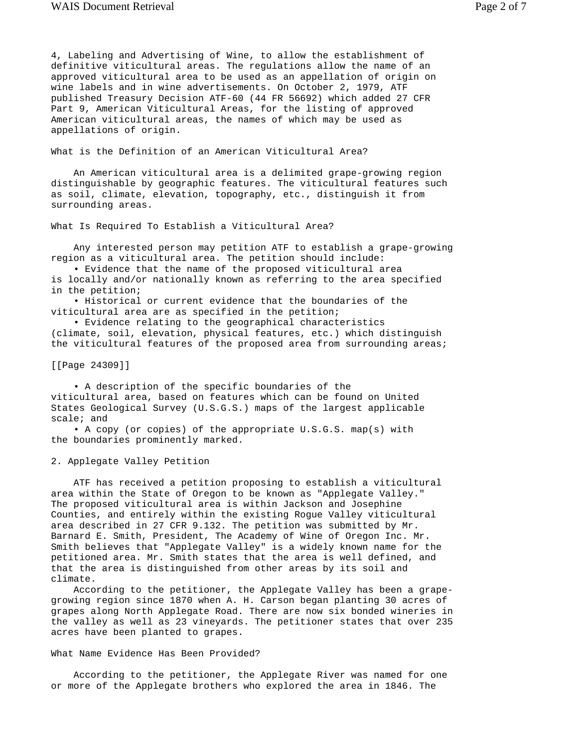4, Labeling and Advertising of Wine, to allow the establishment of definitive viticultural areas. The regulations allow the name of an approved viticultural area to be used as an appellation of origin on wine labels and in wine advertisements. On October 2, 1979, ATF published Treasury Decision ATF-60 (44 FR 56692) which added 27 CFR Part 9, American Viticultural Areas, for the listing of approved American viticultural areas, the names of which may be used as appellations of origin.

### What is the Definition of an American Viticultural Area?

An American viticultural area is a delimited grape-growing region distinguishable by geographic features. The viticultural features such as soil, climate, elevation, topography, etc., distinguish it from surrounding areas.

### What Is Required To Establish a Viticultural Area?

Any interested person may petition ATF to establish a grape-growing region as a viticultural area. The petition should include:

- Evidence that the name of the proposed viticultural area is locally and/or nationally known as referring to the area specified in the petition;
- Historical or current evidence that the boundaries of the viticultural area are as specified in the petition;
- Evidence relating to the geographical characteristics (climate, soil, elevation, physical features, etc.) which distinguish the viticultural features of the proposed area from surrounding areas;

[[Page 24309]]

- A description of the specific boundaries of the viticultural area, based on features which can be found on United States Geological Survey (U.S.G.S.) maps of the largest applicable scale; and
- A copy (or copies) of the appropriate U.S.G.S. map(s) with the boundaries prominently marked.

## 2. Applegate Valley Petition

ATF has received a petition proposing to establish a viticultural area within the State of Oregon to be known as "Applegate Valley." The proposed viticultural area is within Jackson and Josephine Counties, and entirely within the existing Rogue Valley viticultural area described in 27 CFR 9.132. The petition was submitted by Mr. Barnard E. Smith, President, The Academy of Wine of Oregon Inc. Mr. Smith believes that "Applegate Valley" is a widely known name for the petitioned area. Mr. Smith states that the area is well defined, and that the area is distinguished from other areas by its soil and climate.

According to the petitioner, the Applegate Valley has been a grape-growing region since 1870 when A. H. Carson began planting 30 acres of grapes along North Applegate Road. There are now six bonded wineries in the valley as well as 23 vineyards. The petitioner states that over 235 acres have been planted to grapes.

### What Name Evidence Has Been Provided?

According to the petitioner, the Applegate River was named for one or more of the Applegate brothers who explored the area in 1846. The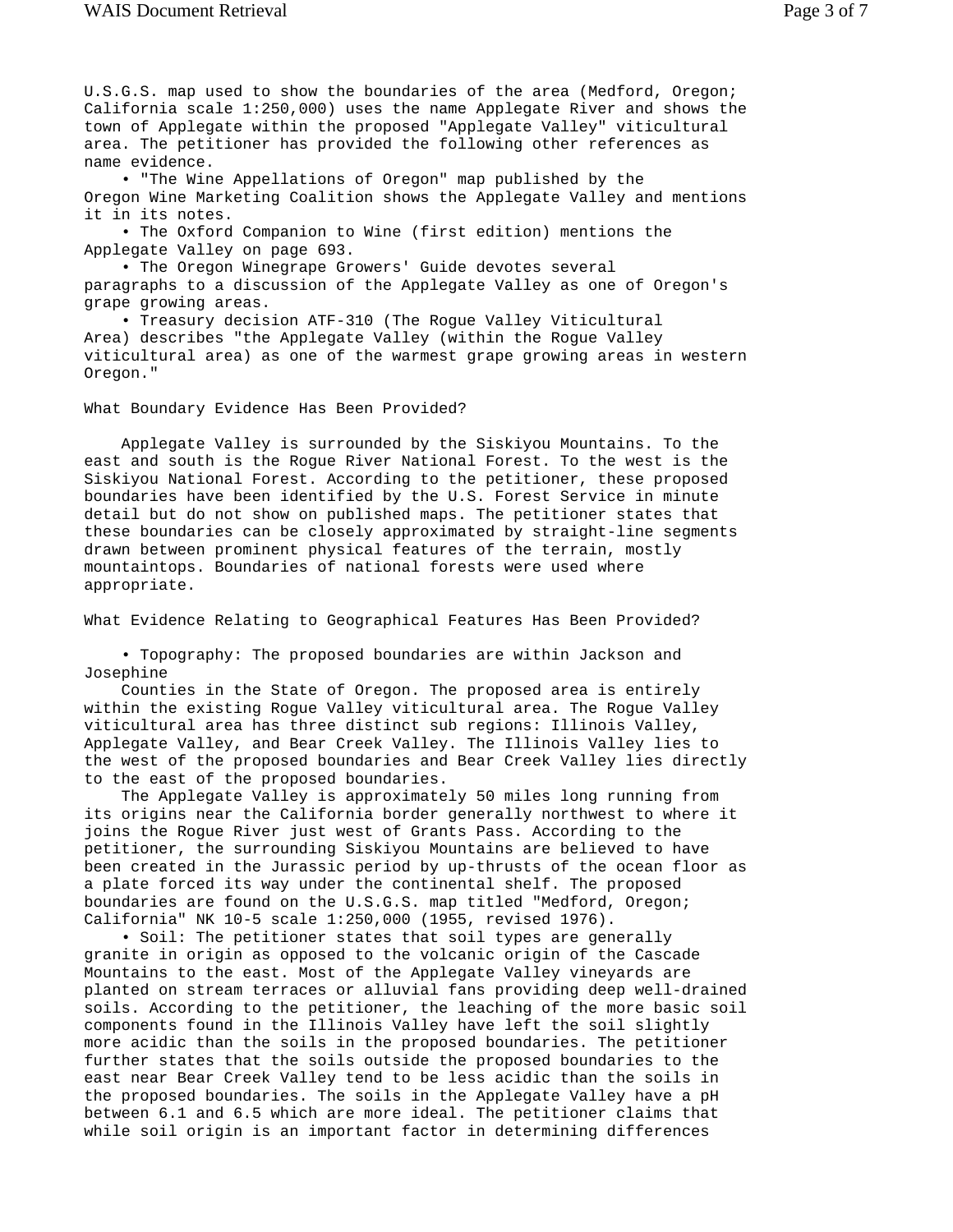U.S.G.S. map used to show the boundaries of the area (Medford, Oregon; California scale 1:250,000) uses the name Applegate River and shows the town of Applegate within the proposed "Applegate Valley" viticultural area. The petitioner has provided the following other references as name evidence.

- "The Wine Appellations of Oregon" map published by the Oregon Wine Marketing Coalition shows the Applegate Valley and mentions it in its notes.
- The Oxford Companion to Wine (first edition) mentions the Applegate Valley on page 693.
- The Oregon Winegrape Growers' Guide devotes several paragraphs to a discussion of the Applegate Valley as one of Oregon's grape growing areas.
- Treasury decision ATF-310 (The Rogue Valley Viticultural Area) describes "the Applegate Valley (within the Rogue Valley viticultural area) as one of the warmest grape growing areas in western Oregon."

## What Boundary Evidence Has Been Provided?

Applegate Valley is surrounded by the Siskiyou Mountains. To the east and south is the Rogue River National Forest. To the west is the Siskiyou National Forest. According to the petitioner, these proposed boundaries have been identified by the U.S. Forest Service in minute detail but do not show on published maps. The petitioner states that these boundaries can be closely approximated by straight-line segments drawn between prominent physical features of the terrain, mostly mountaintops. Boundaries of national forests were used where appropriate.

## What Evidence Relating to Geographical Features Has Been Provided?

- Topography: The proposed boundaries are within Jackson and Josephine Counties in the State of Oregon. The proposed area is entirely within the existing Rogue Valley viticultural area. The Rogue Valley viticultural area has three distinct sub regions: Illinois Valley, Applegate Valley, and Bear Creek Valley. The Illinois Valley lies to the west of the proposed boundaries and Bear Creek Valley lies directly to the east of the proposed boundaries.

  The Applegate Valley is approximately 50 miles long running from its origins near the California border generally northwest to where it joins the Rogue River just west of Grants Pass. According to the petitioner, the surrounding Siskiyou Mountains are believed to have been created in the Jurassic period by up-thrusts of the ocean floor as a plate forced its way under the continental shelf. The proposed boundaries are found on the U.S.G.S. map titled "Medford, Oregon; California" NK 10-5 scale 1:250,000 (1955, revised 1976).
- Soil: The petitioner states that soil types are generally granite in origin as opposed to the volcanic origin of the Cascade Mountains to the east. Most of the Applegate Valley vineyards are planted on stream terraces or alluvial fans providing deep well-drained soils. According to the petitioner, the leaching of the more basic soil components found in the Illinois Valley have left the soil slightly more acidic than the soils in the proposed boundaries. The petitioner further states that the soils outside the proposed boundaries to the east near Bear Creek Valley tend to be less acidic than the soils in the proposed boundaries. The soils in the Applegate Valley have a pH between 6.1 and 6.5 which are more ideal. The petitioner claims that while soil origin is an important factor in determining differences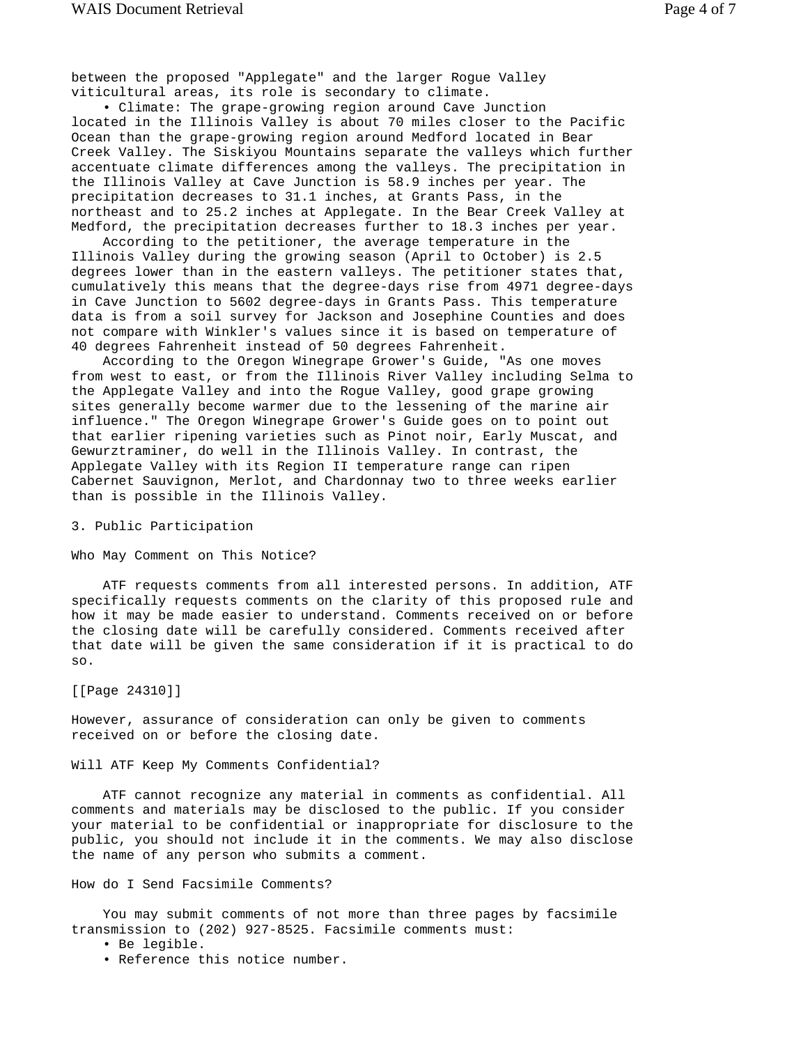between the proposed "Applegate" and the larger Rogue Valley viticultural areas, its role is secondary to climate.

- Climate: The grape-growing region around Cave Junction located in the Illinois Valley is about 70 miles closer to the Pacific Ocean than the grape-growing region around Medford located in Bear Creek Valley. The Siskiyou Mountains separate the valleys which further accentuate climate differences among the valleys. The precipitation in the Illinois Valley at Cave Junction is 58.9 inches per year. The precipitation decreases to 31.1 inches, at Grants Pass, in the northeast and to 25.2 inches at Applegate. In the Bear Creek Valley at Medford, the precipitation decreases further to 18.3 inches per year.

According to the petitioner, the average temperature in the Illinois Valley during the growing season (April to October) is 2.5 degrees lower than in the eastern valleys. The petitioner states that, cumulatively this means that the degree-days rise from 4971 degree-days in Cave Junction to 5602 degree-days in Grants Pass. This temperature data is from a soil survey for Jackson and Josephine Counties and does not compare with Winkler's values since it is based on temperature of 40 degrees Fahrenheit instead of 50 degrees Fahrenheit.

According to the Oregon Winegrape Grower's Guide, "As one moves from west to east, or from the Illinois River Valley including Selma to the Applegate Valley and into the Rogue Valley, good grape growing sites generally become warmer due to the lessening of the marine air influence." The Oregon Winegrape Grower's Guide goes on to point out that earlier ripening varieties such as Pinot noir, Early Muscat, and Gewurztraminer, do well in the Illinois Valley. In contrast, the Applegate Valley with its Region II temperature range can ripen Cabernet Sauvignon, Merlot, and Chardonnay two to three weeks earlier than is possible in the Illinois Valley.

## 3. Public Participation

### Who May Comment on This Notice?

ATF requests comments from all interested persons. In addition, ATF specifically requests comments on the clarity of this proposed rule and how it may be made easier to understand. Comments received on or before the closing date will be carefully considered. Comments received after that date will be given the same consideration if it is practical to do so.

[[Page 24310]]

However, assurance of consideration can only be given to comments received on or before the closing date.

### Will ATF Keep My Comments Confidential?

ATF cannot recognize any material in comments as confidential. All comments and materials may be disclosed to the public. If you consider your material to be confidential or inappropriate for disclosure to the public, you should not include it in the comments. We may also disclose the name of any person who submits a comment.

### How do I Send Facsimile Comments?

You may submit comments of not more than three pages by facsimile transmission to (202) 927-8525. Facsimile comments must:

- Be legible.
- Reference this notice number.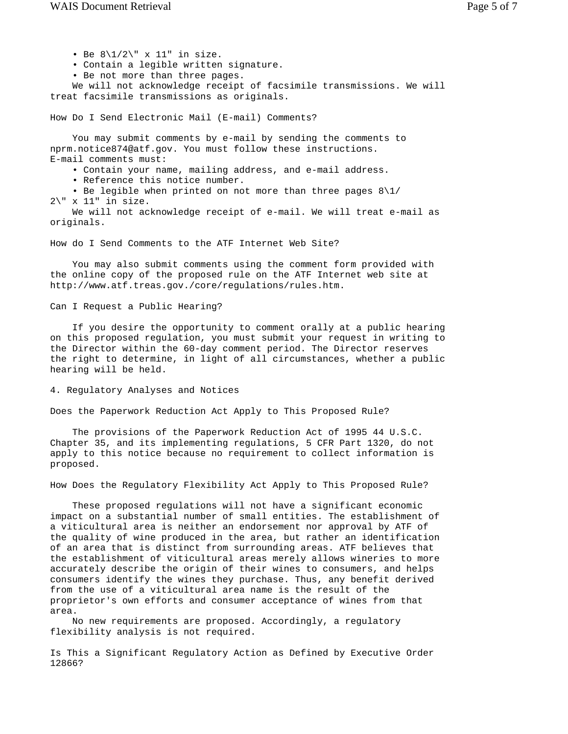- Be 8\1/2\" x 11" in size.
- Contain a legible written signature.
- Be not more than three pages.

We will not acknowledge receipt of facsimile transmissions. We will treat facsimile transmissions as originals.

### How Do I Send Electronic Mail (E-mail) Comments?

You may submit comments by e-mail by sending the comments to nprm.notice874@atf.gov. You must follow these instructions. E-mail comments must:

- Contain your name, mailing address, and e-mail address.
- Reference this notice number.
- Be legible when printed on not more than three pages 8\1/2\" x 11" in size.

We will not acknowledge receipt of e-mail. We will treat e-mail as originals.

### How do I Send Comments to the ATF Internet Web Site?

You may also submit comments using the comment form provided with the online copy of the proposed rule on the ATF Internet web site at http://www.atf.treas.gov./core/regulations/rules.htm.

### Can I Request a Public Hearing?

If you desire the opportunity to comment orally at a public hearing on this proposed regulation, you must submit your request in writing to the Director within the 60-day comment period. The Director reserves the right to determine, in light of all circumstances, whether a public hearing will be held.

## 4. Regulatory Analyses and Notices

### Does the Paperwork Reduction Act Apply to This Proposed Rule?

The provisions of the Paperwork Reduction Act of 1995 44 U.S.C. Chapter 35, and its implementing regulations, 5 CFR Part 1320, do not apply to this notice because no requirement to collect information is proposed.

### How Does the Regulatory Flexibility Act Apply to This Proposed Rule?

These proposed regulations will not have a significant economic impact on a substantial number of small entities. The establishment of a viticultural area is neither an endorsement nor approval by ATF of the quality of wine produced in the area, but rather an identification of an area that is distinct from surrounding areas. ATF believes that the establishment of viticultural areas merely allows wineries to more accurately describe the origin of their wines to consumers, and helps consumers identify the wines they purchase. Thus, any benefit derived from the use of a viticultural area name is the result of the proprietor's own efforts and consumer acceptance of wines from that area.

No new requirements are proposed. Accordingly, a regulatory flexibility analysis is not required.

### Is This a Significant Regulatory Action as Defined by Executive Order 12866?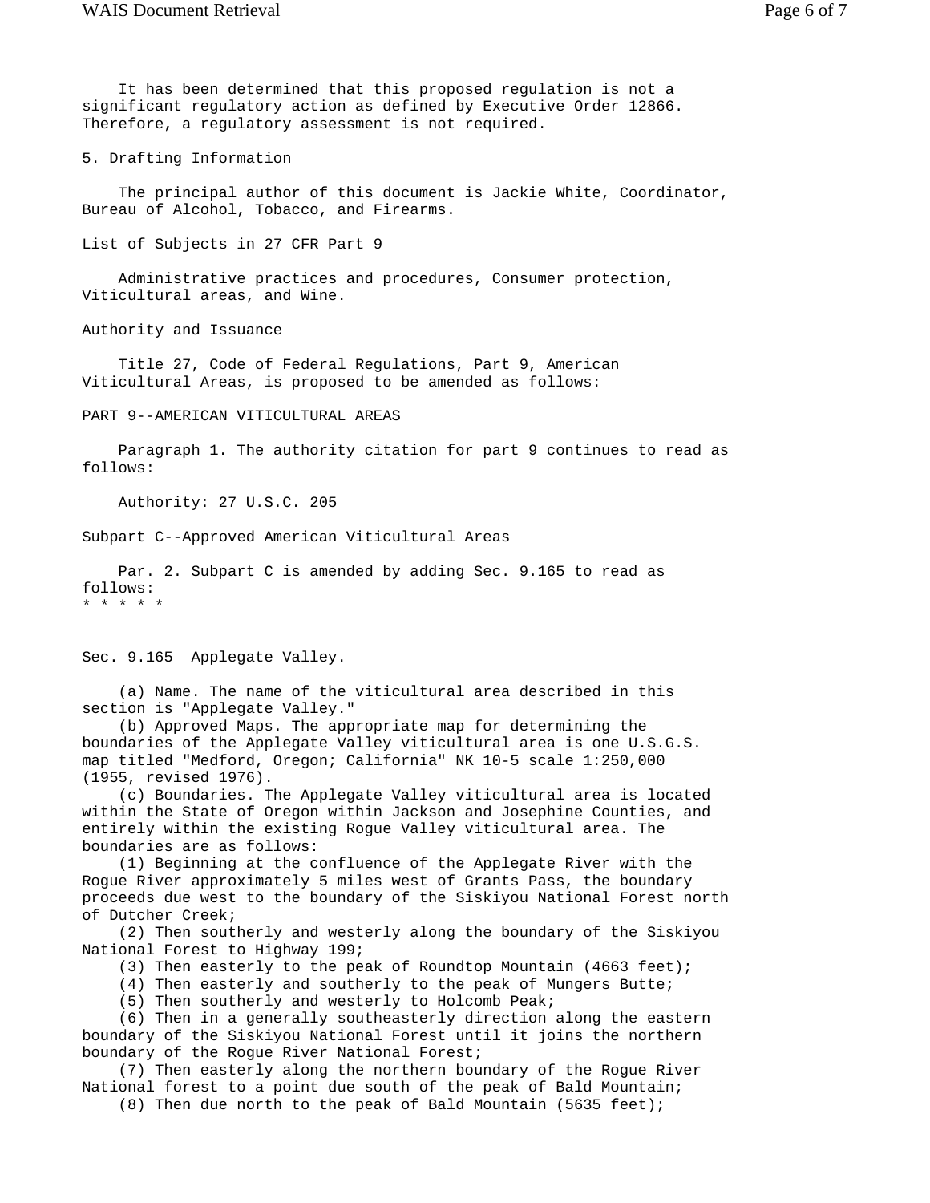It has been determined that this proposed regulation is not a significant regulatory action as defined by Executive Order 12866. Therefore, a regulatory assessment is not required.

5. Drafting Information

The principal author of this document is Jackie White, Coordinator, Bureau of Alcohol, Tobacco, and Firearms.

List of Subjects in 27 CFR Part 9

Administrative practices and procedures, Consumer protection, Viticultural areas, and Wine.

Authority and Issuance

Title 27, Code of Federal Regulations, Part 9, American Viticultural Areas, is proposed to be amended as follows:

PART 9--AMERICAN VITICULTURAL AREAS

Paragraph 1. The authority citation for part 9 continues to read as follows:

Authority: 27 U.S.C. 205

Subpart C--Approved American Viticultural Areas

Par. 2. Subpart C is amended by adding Sec. 9.165 to read as follows:

* * * * *

Sec. 9.165 Applegate Valley.

(a) Name. The name of the viticultural area described in this section is "Applegate Valley."

(b) Approved Maps. The appropriate map for determining the boundaries of the Applegate Valley viticultural area is one U.S.G.S. map titled "Medford, Oregon; California" NK 10-5 scale 1:250,000 (1955, revised 1976).

(c) Boundaries. The Applegate Valley viticultural area is located within the State of Oregon within Jackson and Josephine Counties, and entirely within the existing Rogue Valley viticultural area. The boundaries are as follows:

(1) Beginning at the confluence of the Applegate River with the Rogue River approximately 5 miles west of Grants Pass, the boundary proceeds due west to the boundary of the Siskiyou National Forest north of Dutcher Creek;

(2) Then southerly and westerly along the boundary of the Siskiyou National Forest to Highway 199;

(3) Then easterly to the peak of Roundtop Mountain (4663 feet);

(4) Then easterly and southerly to the peak of Mungers Butte;

(5) Then southerly and westerly to Holcomb Peak;

(6) Then in a generally southeasterly direction along the eastern boundary of the Siskiyou National Forest until it joins the northern boundary of the Rogue River National Forest;

(7) Then easterly along the northern boundary of the Rogue River National forest to a point due south of the peak of Bald Mountain;

(8) Then due north to the peak of Bald Mountain (5635 feet);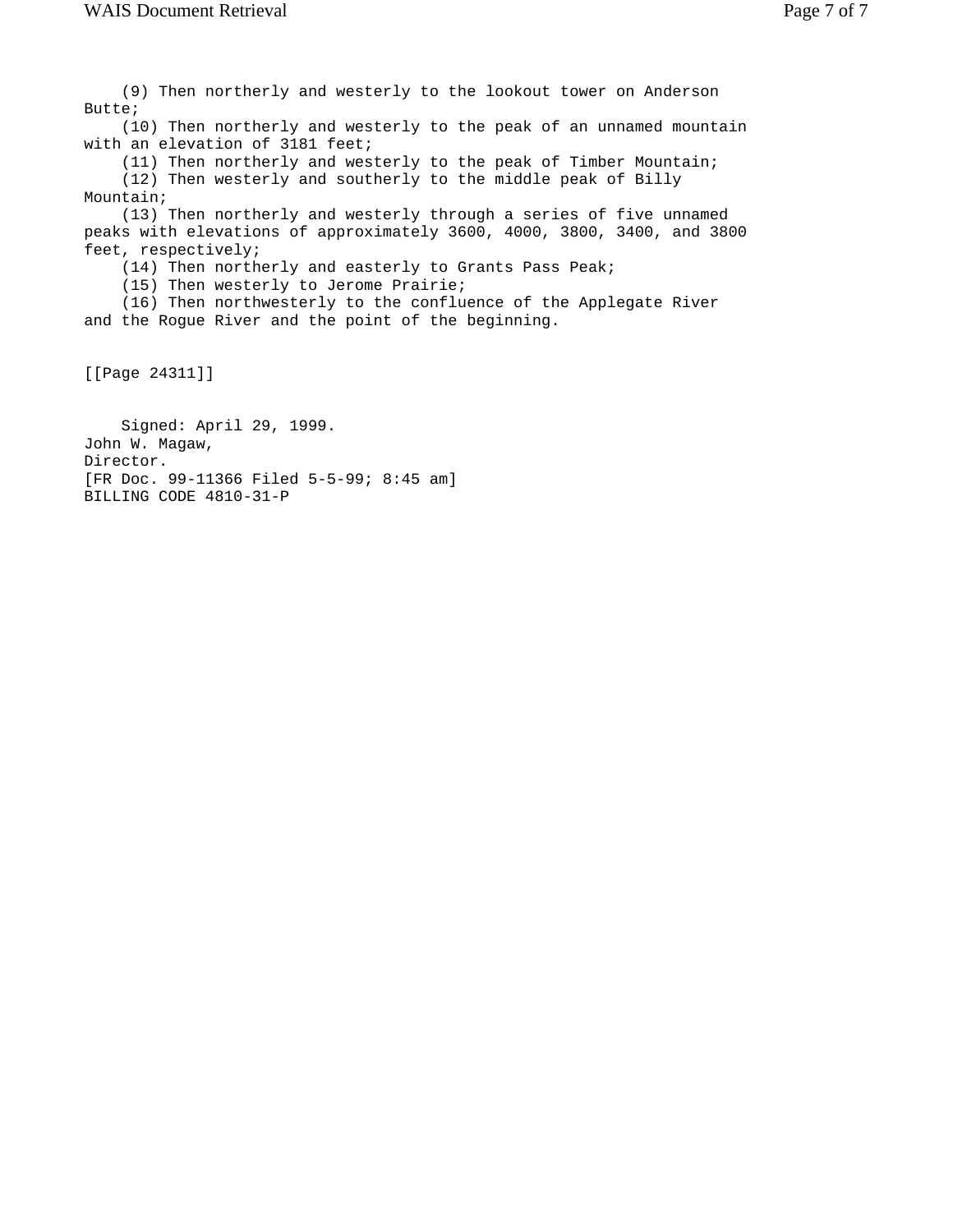(9) Then northerly and westerly to the lookout tower on Anderson Butte;

(10) Then northerly and westerly to the peak of an unnamed mountain with an elevation of 3181 feet;

(11) Then northerly and westerly to the peak of Timber Mountain;

(12) Then westerly and southerly to the middle peak of Billy Mountain;

(13) Then northerly and westerly through a series of five unnamed peaks with elevations of approximately 3600, 4000, 3800, 3400, and 3800 feet, respectively;

(14) Then northerly and easterly to Grants Pass Peak;

(15) Then westerly to Jerome Prairie;

(16) Then northwesterly to the confluence of the Applegate River and the Rogue River and the point of the beginning.

[[Page 24311]]

Signed: April 29, 1999.

John W. Magaw,
Director.

[FR Doc. 99-11366 Filed 5-5-99; 8:45 am]

BILLING CODE 4810-31-P